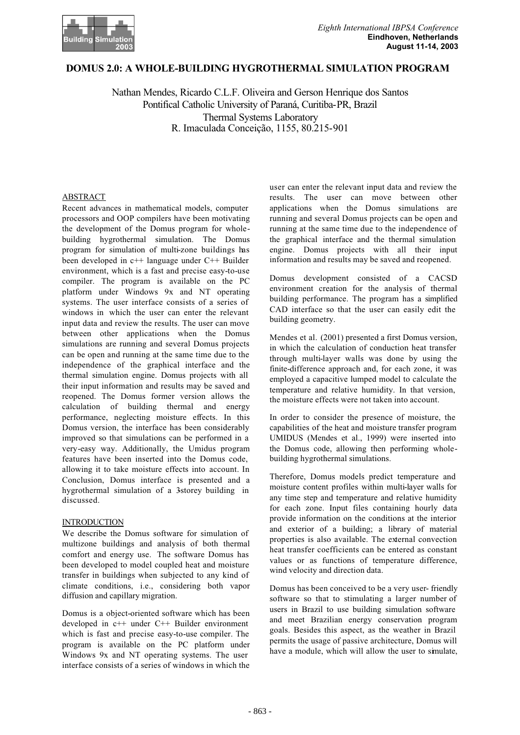# DOMUS 2.0: A WHOLE-BUILDING HYGROTHERMAL SIMULATION PROGRAM

Nathan Mendes, Ricardo C.L.F. Oliveira and Gerson Henrique dos Santos
Pontifical Catholic University of Paraná, Curitiba-PR, Brazil
Thermal Systems Laboratory
R. Imaculada Conceição, 1155, 80.215-901

## ABSTRACT

Recent advances in mathematical models, computer processors and OOP compilers have been motivating the development of the Domus program for whole-building hygrothermal simulation. The Domus program for simulation of multi-zone buildings has been developed in c++ language under C++ Builder environment, which is a fast and precise easy-to-use compiler. The program is available on the PC platform under Windows 9x and NT operating systems. The user interface consists of a series of windows in which the user can enter the relevant input data and review the results. The user can move between other applications when the Domus simulations are running and several Domus projects can be open and running at the same time due to the independence of the graphical interface and the thermal simulation engine. Domus projects with all their input information and results may be saved and reopened. The Domus former version allows the calculation of building thermal and energy performance, neglecting moisture effects. In this Domus version, the interface has been considerably improved so that simulations can be performed in a very-easy way. Additionally, the Umidus program features have been inserted into the Domus code, allowing it to take moisture effects into account. In Conclusion, Domus interface is presented and a hygrothermal simulation of a 3-storey building in discussed.

## INTRODUCTION

We describe the Domus software for simulation of multizone buildings and analysis of both thermal comfort and energy use. The software Domus has been developed to model coupled heat and moisture transfer in buildings when subjected to any kind of climate conditions, i.e., considering both vapor diffusion and capillary migration.

Domus is a object-oriented software which has been developed in c++ under C++ Builder environment which is fast and precise easy-to-use compiler. The program is available on the PC platform under Windows 9x and NT operating systems. The user interface consists of a series of windows in which the user can enter the relevant input data and review the results. The user can move between other applications when the Domus simulations are running and several Domus projects can be open and running at the same time due to the independence of the graphical interface and the thermal simulation engine. Domus projects with all their input information and results may be saved and reopened.

Domus development consisted of a CACSD environment creation for the analysis of thermal building performance. The program has a simplified CAD interface so that the user can easily edit the building geometry.

Mendes et al. (2001) presented a first Domus version, in which the calculation of conduction heat transfer through multi-layer walls was done by using the finite-difference approach and, for each zone, it was employed a capacitive lumped model to calculate the temperature and relative humidity. In that version, the moisture effects were not taken into account.

In order to consider the presence of moisture, the capabilities of the heat and moisture transfer program UMIDUS (Mendes et al., 1999) were inserted into the Domus code, allowing then performing whole-building hygrothermal simulations.

Therefore, Domus models predict temperature and moisture content profiles within multi-layer walls for any time step and temperature and relative humidity for each zone. Input files containing hourly data provide information on the conditions at the interior and exterior of a building; a library of material properties is also available. The external convection heat transfer coefficients can be entered as constant values or as functions of temperature difference, wind velocity and direction data.

Domus has been conceived to be a very user- friendly software so that to stimulating a larger number of users in Brazil to use building simulation software and meet Brazilian energy conservation program goals. Besides this aspect, as the weather in Brazil permits the usage of passive architecture, Domus will have a module, which will allow the user to simulate,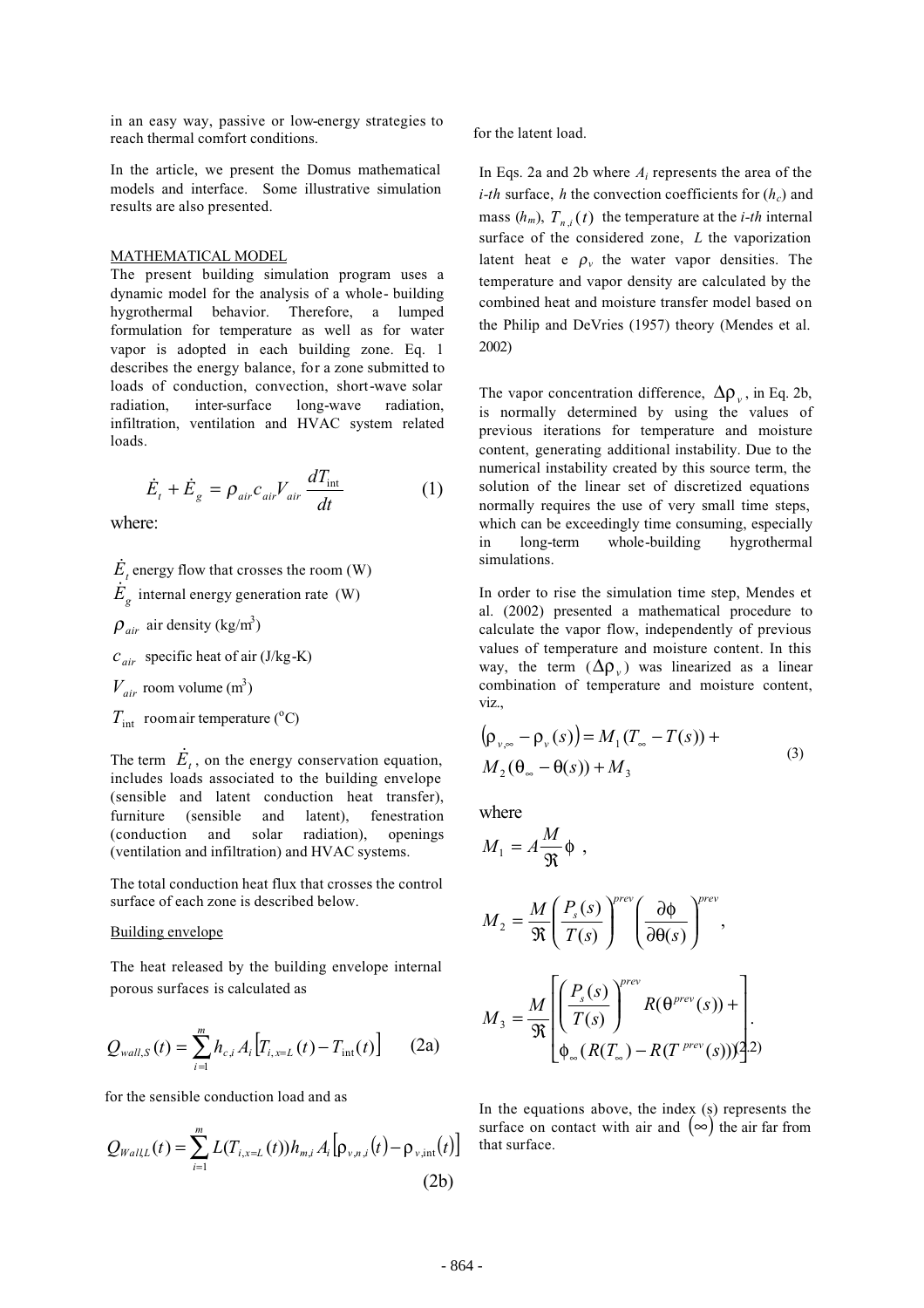in an easy way, passive or low-energy strategies to reach thermal comfort conditions.

In the article, we present the Domus mathematical models and interface. Some illustrative simulation results are also presented.

## MATHEMATICAL MODEL

The present building simulation program uses a dynamic model for the analysis of a whole- building hygrothermal behavior. Therefore, a lumped formulation for temperature as well as for water vapor is adopted in each building zone. Eq. 1 describes the energy balance, for a zone submitted to loads of conduction, convection, short-wave solar radiation, inter-surface long-wave radiation, infiltration, ventilation and HVAC system related loads.

$$\dot{E}_t + \dot{E}_g = \rho_{air} c_{air} V_{air} \frac{dT_{\text{int}}}{dt} \qquad (1)$$

where:

$\dot{E}_t$ energy flow that crosses the room (W)

$\dot{E}_g$ internal energy generation rate (W)

$\rho_{air}$ air density (kg/m$^3$)

$c_{air}$ specific heat of air (J/kg-K)

$V_{air}$ room volume (m$^3$)

$T_{\text{int}}$ room air temperature ($^o$C)

The term $\dot{E}_t$, on the energy conservation equation, includes loads associated to the building envelope (sensible and latent conduction heat transfer), furniture (sensible and latent), fenestration (conduction and solar radiation), openings (ventilation and infiltration) and HVAC systems.

The total conduction heat flux that crosses the control surface of each zone is described below.

### Building envelope

The heat released by the building envelope internal porous surfaces is calculated as

$$Q_{wall,S}(t) = \sum_{i=1}^{m} h_{c,i} A_i \left[ T_{i,x=L}(t) - T_{\text{int}}(t) \right] \qquad (2a)$$

for the sensible conduction load and as

$$Q_{Wall,L}(t) = \sum_{i=1}^{m} L(T_{i,x=L}(t)) h_{m,i} A_i \left[ \rho_{v,n,i}(t) - \rho_{v,\text{int}}(t) \right] \qquad (2b)$$

for the latent load.

In Eqs. 2a and 2b where $A_i$ represents the area of the *i-th* surface, *h* the convection coefficients for ($h_c$) and mass ($h_m$), $T_{n,i}(t)$ the temperature at the *i-th* internal surface of the considered zone, *L* the vaporization latent heat e $\rho_v$ the water vapor densities. The temperature and vapor density are calculated by the combined heat and moisture transfer model based on the Philip and DeVries (1957) theory (Mendes et al. 2002)

The vapor concentration difference, $\Delta\rho_v$, in Eq. 2b, is normally determined by using the values of previous iterations for temperature and moisture content, generating additional instability. Due to the numerical instability created by this source term, the solution of the linear set of discretized equations normally requires the use of very small time steps, which can be exceedingly time consuming, especially in long-term whole-building hygrothermal simulations.

In order to rise the simulation time step, Mendes et al. (2002) presented a mathematical procedure to calculate the vapor flow, independently of previous values of temperature and moisture content. In this way, the term ($\Delta\rho_v$) was linearized as a linear combination of temperature and moisture content, viz.,

$$\left(\rho_{v,\infty} - \rho_v(s)\right) = M_1 (T_\infty - T(s)) + M_2 (\theta_\infty - \theta(s)) + M_3 \qquad (3)$$

where

$$M_1 = A \frac{M}{\Re} \phi \ ,$$

$$M_2 = \frac{M}{\Re} \left( \frac{P_s(s)}{T(s)} \right)^{prev} \left( \frac{\partial \phi}{\partial \theta(s)} \right)^{prev} ,$$

$$M_3 = \frac{M}{\Re} \left[ \left( \frac{P_s(s)}{T(s)} \right)^{prev} R(\theta^{prev}(s)) + \phi_\infty \left( R(T_\infty) - R(T^{prev}(s)) \right) \right] . \qquad (2.2)$$

In the equations above, the index (s) represents the surface on contact with air and $(\infty)$ the air far from that surface.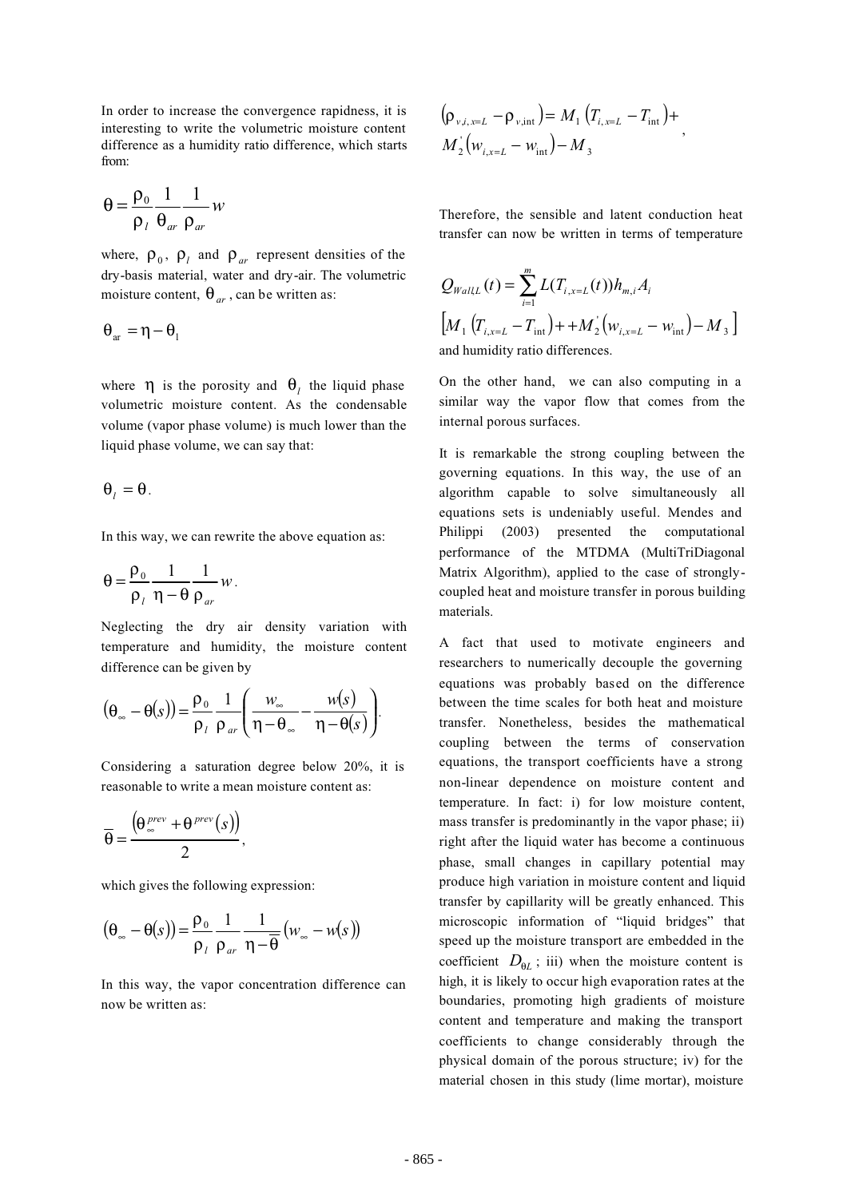In order to increase the convergence rapidness, it is interesting to write the volumetric moisture content difference as a humidity ratio difference, which starts from:

$$\theta = \frac{\rho_0}{\rho_l} \frac{1}{\theta_{ar}} \frac{1}{\rho_{ar}} w$$

where, $\rho_0$, $\rho_l$ and $\rho_{ar}$ represent densities of the dry-basis material, water and dry-air. The volumetric moisture content, $\theta_{ar}$, can be written as:

$$\theta_{ar} = \eta - \theta_l$$

where $\eta$ is the porosity and $\theta_l$ the liquid phase volumetric moisture content. As the condensable volume (vapor phase volume) is much lower than the liquid phase volume, we can say that:

$$\theta_l = \theta.$$

In this way, we can rewrite the above equation as:

$$\theta = \frac{\rho_0}{\rho_l} \frac{1}{\eta - \theta} \frac{1}{\rho_{ar}} w.$$

Neglecting the dry air density variation with temperature and humidity, the moisture content difference can be given by

$$\left(\theta_\infty - \theta(s)\right) = \frac{\rho_0}{\rho_l} \frac{1}{\rho_{ar}} \left( \frac{w_\infty}{\eta - \theta_\infty} - \frac{w(s)}{\eta - \theta(s)} \right).$$

Considering a saturation degree below 20%, it is reasonable to write a mean moisture content as:

$$\overline{\theta} = \frac{\left(\theta_\infty^{prev} + \theta^{prev}(s)\right)}{2},$$

which gives the following expression:

$$\left(\theta_\infty - \theta(s)\right) = \frac{\rho_0}{\rho_l} \frac{1}{\rho_{ar}} \frac{1}{\eta - \overline{\theta}} \left(w_\infty - w(s)\right)$$

In this way, the vapor concentration difference can now be written as:

$$\left(\rho_{v,i,x=L} - \rho_{v,\text{int}}\right) = M_1 \left(T_{i,x=L} - T_{\text{int}}\right) + M_2^{'} \left(w_{i,x=L} - w_{\text{int}}\right) - M_3,$$

Therefore, the sensible and latent conduction heat transfer can now be written in terms of temperature

$$Q_{WallL}(t) = \sum_{i=1}^{m} L(T_{i,x=L}(t)) h_{m,i} A_i \left[ M_1 \left(T_{i,x=L} - T_{\text{int}}\right) + + M_2^{'} \left(w_{i,x=L} - w_{\text{int}}\right) - M_3 \right]$$

and humidity ratio differences.

On the other hand, we can also computing in a similar way the vapor flow that comes from the internal porous surfaces.

It is remarkable the strong coupling between the governing equations. In this way, the use of an algorithm capable to solve simultaneously all equations sets is undeniably useful. Mendes and Philippi (2003) presented the computational performance of the MTDMA (MultiTriDiagonal Matrix Algorithm), applied to the case of strongly-coupled heat and moisture transfer in porous building materials.

A fact that used to motivate engineers and researchers to numerically decouple the governing equations was probably based on the difference between the time scales for both heat and moisture transfer. Nonetheless, besides the mathematical coupling between the terms of conservation equations, the transport coefficients have a strong non-linear dependence on moisture content and temperature. In fact: i) for low moisture content, mass transfer is predominantly in the vapor phase; ii) right after the liquid water has become a continuous phase, small changes in capillary potential may produce high variation in moisture content and liquid transfer by capillarity will be greatly enhanced. This microscopic information of "liquid bridges" that speed up the moisture transport are embedded in the coefficient $D_{\theta L}$; iii) when the moisture content is high, it is likely to occur high evaporation rates at the boundaries, promoting high gradients of moisture content and temperature and making the transport coefficients to change considerably through the physical domain of the porous structure; iv) for the material chosen in this study (lime mortar), moisture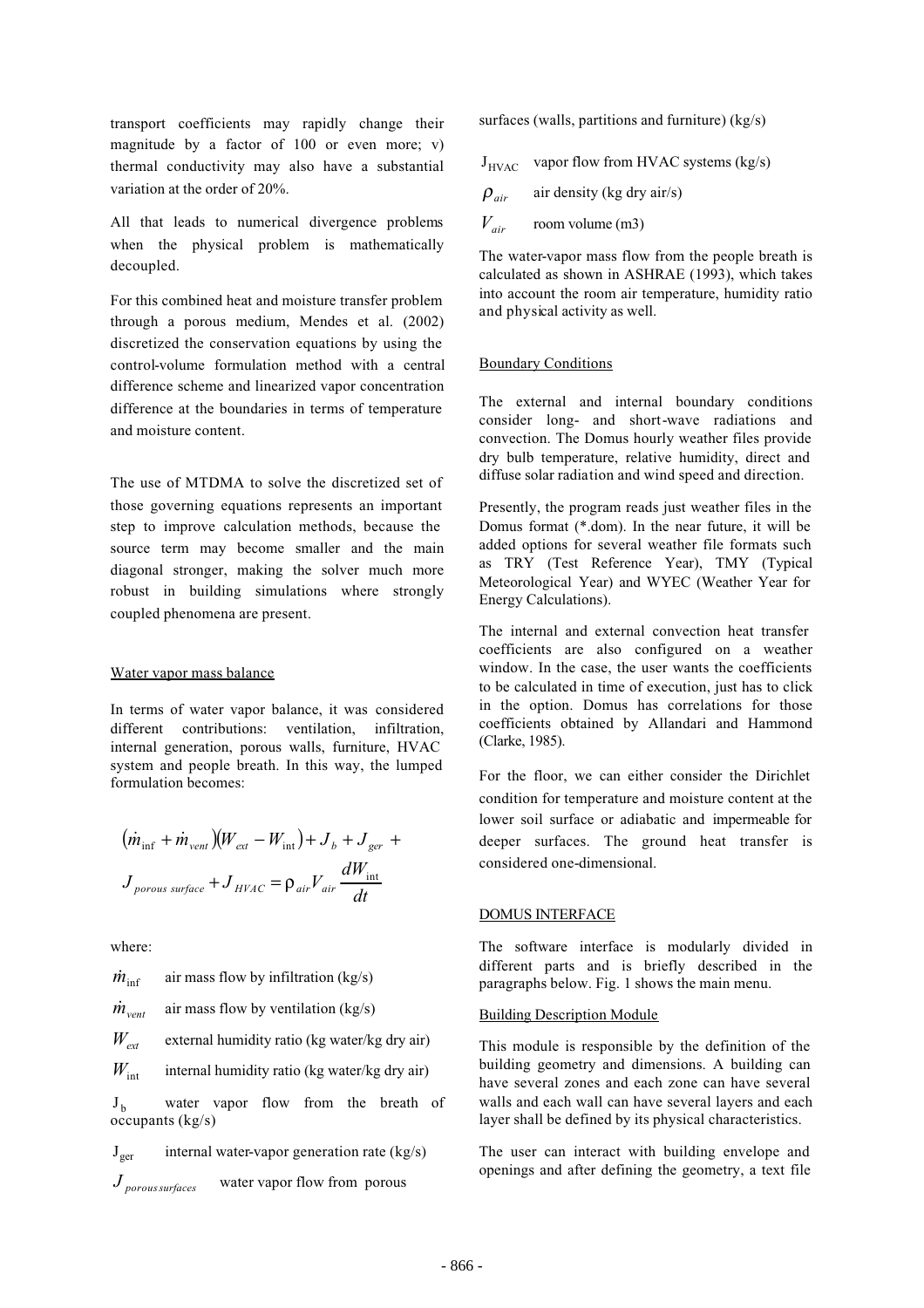transport coefficients may rapidly change their magnitude by a factor of 100 or even more; v) thermal conductivity may also have a substantial variation at the order of 20%.

All that leads to numerical divergence problems when the physical problem is mathematically decoupled.

For this combined heat and moisture transfer problem through a porous medium, Mendes et al. (2002) discretized the conservation equations by using the control-volume formulation method with a central difference scheme and linearized vapor concentration difference at the boundaries in terms of temperature and moisture content.

The use of MTDMA to solve the discretized set of those governing equations represents an important step to improve calculation methods, because the source term may become smaller and the main diagonal stronger, making the solver much more robust in building simulations where strongly coupled phenomena are present.

## Water vapor mass balance

In terms of water vapor balance, it was considered different contributions: ventilation, infiltration, internal generation, porous walls, furniture, HVAC system and people breath. In this way, the lumped formulation becomes:

$$(\dot{m}_{\inf} + \dot{m}_{vent})(W_{ext} - W_{\text{int}}) + J_b + J_{ger} + J_{porous\ surface} + J_{HVAC} = \rho_{air} V_{air} \frac{dW_{\text{int}}}{dt}$$

where:

$\dot{m}_{\inf}$ air mass flow by infiltration (kg/s)

$\dot{m}_{vent}$ air mass flow by ventilation (kg/s)

$W_{ext}$ external humidity ratio (kg water/kg dry air)

$W_{\text{int}}$ internal humidity ratio (kg water/kg dry air)

$J_b$ water vapor flow from the breath of occupants (kg/s)

$J_{ger}$ internal water-vapor generation rate (kg/s)

$J_{porous surfaces}$ water vapor flow from porous surfaces (walls, partitions and furniture) (kg/s)

$J_{HVAC}$ vapor flow from HVAC systems (kg/s)

$\rho_{air}$ air density (kg dry air/s)

$V_{air}$ room volume (m3)

The water-vapor mass flow from the people breath is calculated as shown in ASHRAE (1993), which takes into account the room air temperature, humidity ratio and physical activity as well.

## Boundary Conditions

The external and internal boundary conditions consider long- and short-wave radiations and convection. The Domus hourly weather files provide dry bulb temperature, relative humidity, direct and diffuse solar radiation and wind speed and direction.

Presently, the program reads just weather files in the Domus format (*.dom). In the near future, it will be added options for several weather file formats such as TRY (Test Reference Year), TMY (Typical Meteorological Year) and WYEC (Weather Year for Energy Calculations).

The internal and external convection heat transfer coefficients are also configured on a weather window. In the case, the user wants the coefficients to be calculated in time of execution, just has to click in the option. Domus has correlations for those coefficients obtained by Allandari and Hammond (Clarke, 1985).

For the floor, we can either consider the Dirichlet condition for temperature and moisture content at the lower soil surface or adiabatic and impermeable for deeper surfaces. The ground heat transfer is considered one-dimensional.

## DOMUS INTERFACE

The software interface is modularly divided in different parts and is briefly described in the paragraphs below. Fig. 1 shows the main menu.

### Building Description Module

This module is responsible by the definition of the building geometry and dimensions. A building can have several zones and each zone can have several walls and each wall can have several layers and each layer shall be defined by its physical characteristics.

The user can interact with building envelope and openings and after defining the geometry, a text file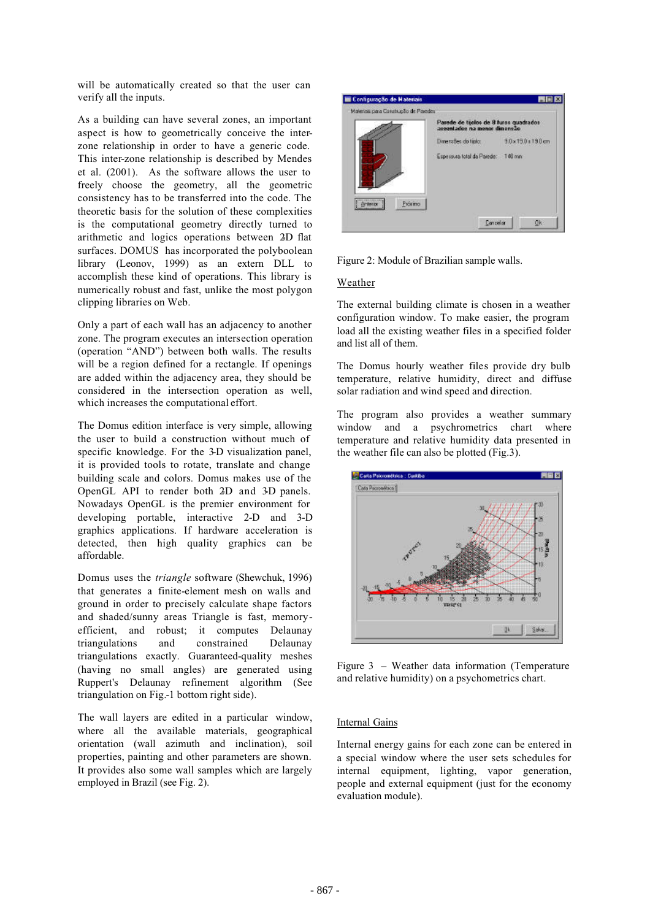will be automatically created so that the user can verify all the inputs.

As a building can have several zones, an important aspect is how to geometrically conceive the inter-zone relationship in order to have a generic code. This inter-zone relationship is described by Mendes et al. (2001). As the software allows the user to freely choose the geometry, all the geometric consistency has to be transferred into the code. The theoretic basis for the solution of these complexities is the computational geometry directly turned to arithmetic and logics operations between 2D flat surfaces. DOMUS has incorporated the polyboolean library (Leonov, 1999) as an extern DLL to accomplish these kind of operations. This library is numerically robust and fast, unlike the most polygon clipping libraries on Web.

Only a part of each wall has an adjacency to another zone. The program executes an intersection operation (operation "AND") between both walls. The results will be a region defined for a rectangle. If openings are added within the adjacency area, they should be considered in the intersection operation as well, which increases the computational effort.

The Domus edition interface is very simple, allowing the user to build a construction without much of specific knowledge. For the 3-D visualization panel, it is provided tools to rotate, translate and change building scale and colors. Domus makes use of the OpenGL API to render both 2D and 3D panels. Nowadays OpenGL is the premier environment for developing portable, interactive 2-D and 3-D graphics applications. If hardware acceleration is detected, then high quality graphics can be affordable.

Domus uses the *triangle* software (Shewchuk, 1996) that generates a finite-element mesh on walls and ground in order to precisely calculate shape factors and shaded/sunny areas Triangle is fast, memory-efficient, and robust; it computes Delaunay triangulations and constrained Delaunay triangulations exactly. Guaranteed-quality meshes (having no small angles) are generated using Ruppert's Delaunay refinement algorithm (See triangulation on Fig.-1 bottom right side).

The wall layers are edited in a particular window, where all the available materials, geographical orientation (wall azimuth and inclination), soil properties, painting and other parameters are shown. It provides also some wall samples which are largely employed in Brazil (see Fig. 2).

Figure 2: Module of Brazilian sample walls.

## Weather

The external building climate is chosen in a weather configuration window. To make easier, the program load all the existing weather files in a specified folder and list all of them.

The Domus hourly weather files provide dry bulb temperature, relative humidity, direct and diffuse solar radiation and wind speed and direction.

The program also provides a weather summary window and a psychrometrics chart where temperature and relative humidity data presented in the weather file can also be plotted (Fig.3).

Figure 3 – Weather data information (Temperature and relative humidity) on a psychometrics chart.

## Internal Gains

Internal energy gains for each zone can be entered in a special window where the user sets schedules for internal equipment, lighting, vapor generation, people and external equipment (just for the economy evaluation module).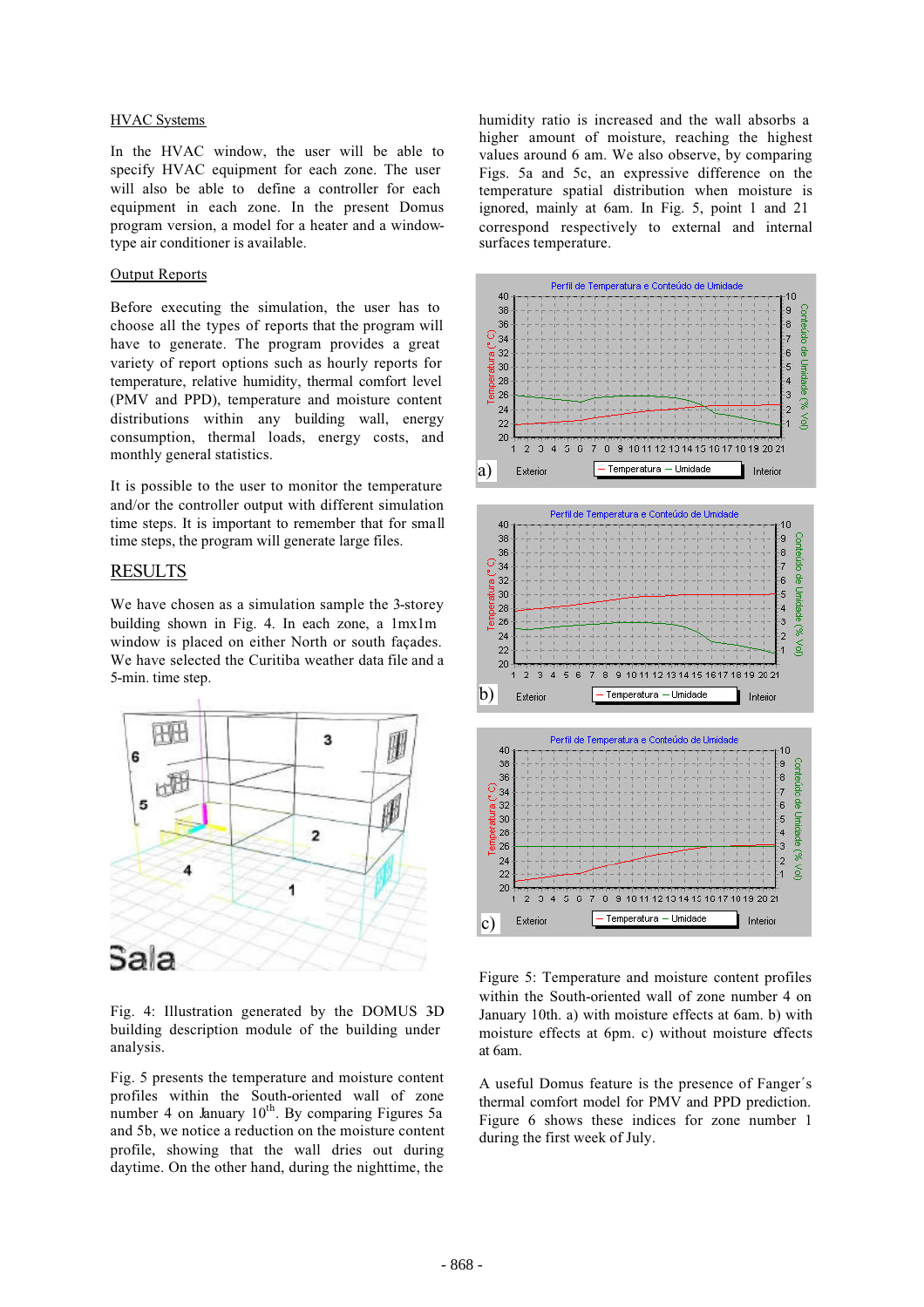HVAC Systems

In the HVAC window, the user will be able to specify HVAC equipment for each zone. The user will also be able to define a controller for each equipment in each zone. In the present Domus program version, a model for a heater and a window-type air conditioner is available.

Output Reports

Before executing the simulation, the user has to choose all the types of reports that the program will have to generate. The program provides a great variety of report options such as hourly reports for temperature, relative humidity, thermal comfort level (PMV and PPD), temperature and moisture content distributions within any building wall, energy consumption, thermal loads, energy costs, and monthly general statistics.

It is possible to the user to monitor the temperature and/or the controller output with different simulation time steps. It is important to remember that for small time steps, the program will generate large files.

## RESULTS

We have chosen as a simulation sample the 3-storey building shown in Fig. 4. In each zone, a 1mx1m window is placed on either North or south façades. We have selected the Curitiba weather data file and a 5-min. time step.

Fig. 4: Illustration generated by the DOMUS 3D building description module of the building under analysis.

Fig. 5 presents the temperature and moisture content profiles within the South-oriented wall of zone number 4 on January 10[th]. By comparing Figures 5a and 5b, we notice a reduction on the moisture content profile, showing that the wall dries out during daytime. On the other hand, during the nighttime, the humidity ratio is increased and the wall absorbs a higher amount of moisture, reaching the highest values around 6 am. We also observe, by comparing Figs. 5a and 5c, an expressive difference on the temperature spatial distribution when moisture is ignored, mainly at 6am. In Fig. 5, point 1 and 21 correspond respectively to external and internal surfaces temperature.

Figure 5: Temperature and moisture content profiles within the South-oriented wall of zone number 4 on January 10th. a) with moisture effects at 6am. b) with moisture effects at 6pm. c) without moisture effects at 6am.

A useful Domus feature is the presence of Fanger´s thermal comfort model for PMV and PPD prediction. Figure 6 shows these indices for zone number 1 during the first week of July.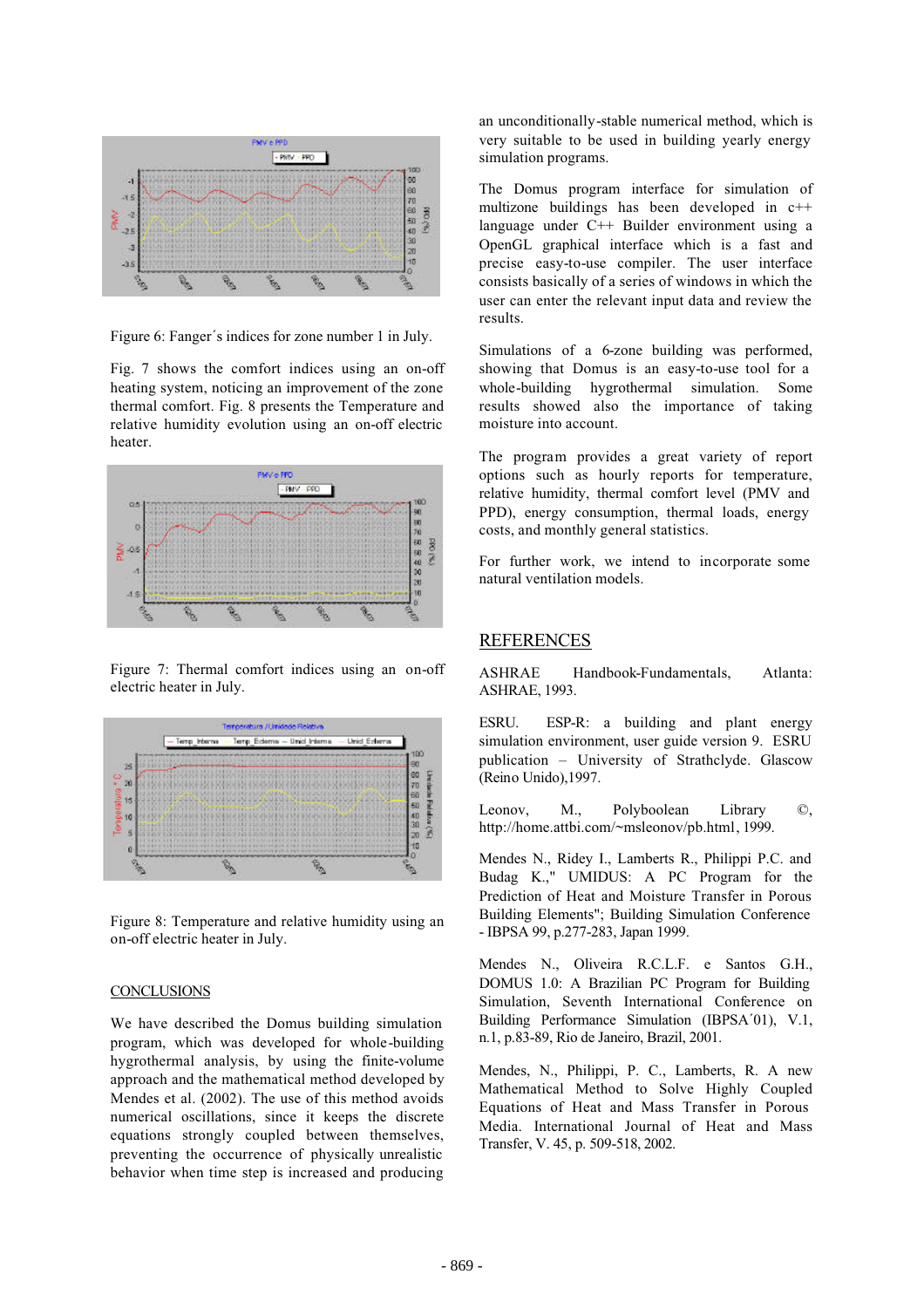Figure 6: Fanger´s indices for zone number 1 in July.

Fig. 7 shows the comfort indices using an on-off heating system, noticing an improvement of the zone thermal comfort. Fig. 8 presents the Temperature and relative humidity evolution using an on-off electric heater.

Figure 7: Thermal comfort indices using an on-off electric heater in July.

Figure 8: Temperature and relative humidity using an on-off electric heater in July.

## CONCLUSIONS

We have described the Domus building simulation program, which was developed for whole-building hygrothermal analysis, by using the finite-volume approach and the mathematical method developed by Mendes et al. (2002). The use of this method avoids numerical oscillations, since it keeps the discrete equations strongly coupled between themselves, preventing the occurrence of physically unrealistic behavior when time step is increased and producing an unconditionally-stable numerical method, which is very suitable to be used in building yearly energy simulation programs.

The Domus program interface for simulation of multizone buildings has been developed in c++ language under C++ Builder environment using a OpenGL graphical interface which is a fast and precise easy-to-use compiler. The user interface consists basically of a series of windows in which the user can enter the relevant input data and review the results.

Simulations of a 6-zone building was performed, showing that Domus is an easy-to-use tool for a whole-building hygrothermal simulation. Some results showed also the importance of taking moisture into account.

The program provides a great variety of report options such as hourly reports for temperature, relative humidity, thermal comfort level (PMV and PPD), energy consumption, thermal loads, energy costs, and monthly general statistics.

For further work, we intend to incorporate some natural ventilation models.

## REFERENCES

ASHRAE Handbook-Fundamentals, Atlanta: ASHRAE, 1993.

ESRU. ESP-R: a building and plant energy simulation environment, user guide version 9. ESRU publication – University of Strathclyde. Glascow (Reino Unido),1997.

Leonov, M., Polyboolean Library ©, http://home.attbi.com/~msleonov/pb.html, 1999.

Mendes N., Ridey I., Lamberts R., Philippi P.C. and Budag K.," UMIDUS: A PC Program for the Prediction of Heat and Moisture Transfer in Porous Building Elements"; Building Simulation Conference - IBPSA 99, p.277-283, Japan 1999.

Mendes N., Oliveira R.C.L.F. e Santos G.H., DOMUS 1.0: A Brazilian PC Program for Building Simulation, Seventh International Conference on Building Performance Simulation (IBPSA´01), V.1, n.1, p.83-89, Rio de Janeiro, Brazil, 2001.

Mendes, N., Philippi, P. C., Lamberts, R. A new Mathematical Method to Solve Highly Coupled Equations of Heat and Mass Transfer in Porous Media. International Journal of Heat and Mass Transfer, V. 45, p. 509-518, 2002.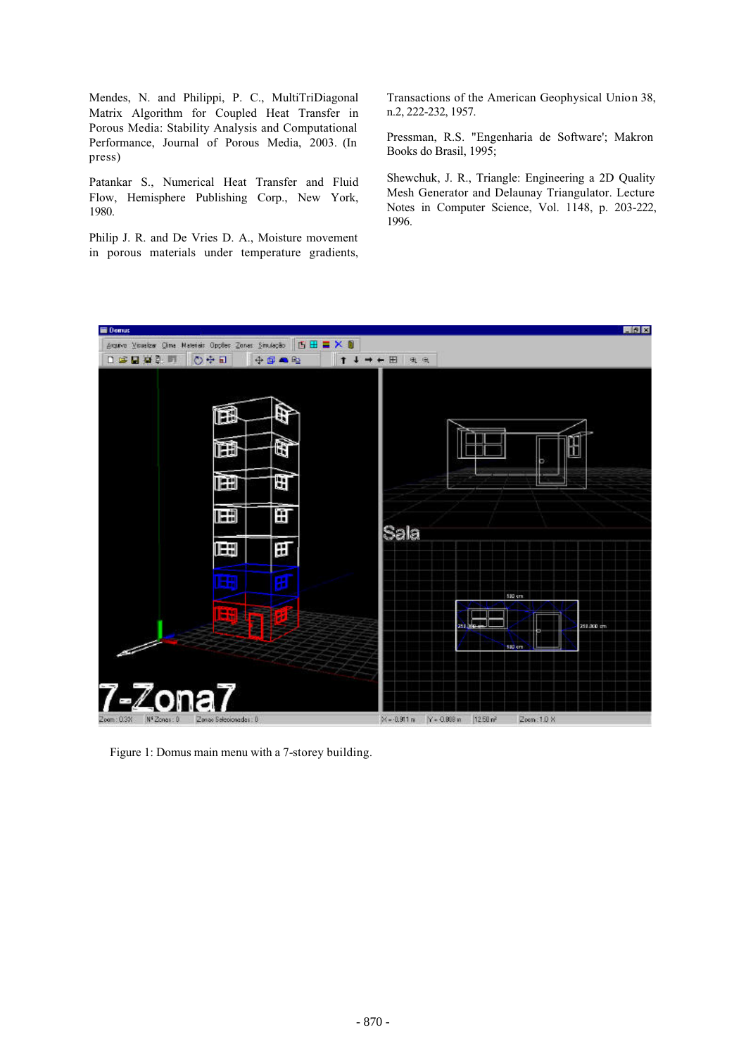Mendes, N. and Philippi, P. C., MultiTriDiagonal Matrix Algorithm for Coupled Heat Transfer in Porous Media: Stability Analysis and Computational Performance, Journal of Porous Media, 2003. (In press)

Patankar S., Numerical Heat Transfer and Fluid Flow, Hemisphere Publishing Corp., New York, 1980.

Philip J. R. and De Vries D. A., Moisture movement in porous materials under temperature gradients, Transactions of the American Geophysical Union 38, n.2, 222-232, 1957.

Pressman, R.S. "Engenharia de Software'; Makron Books do Brasil, 1995;

Shewchuk, J. R., Triangle: Engineering a 2D Quality Mesh Generator and Delaunay Triangulator. Lecture Notes in Computer Science, Vol. 1148, p. 203-222, 1996.

Figure 1: Domus main menu with a 7-storey building.